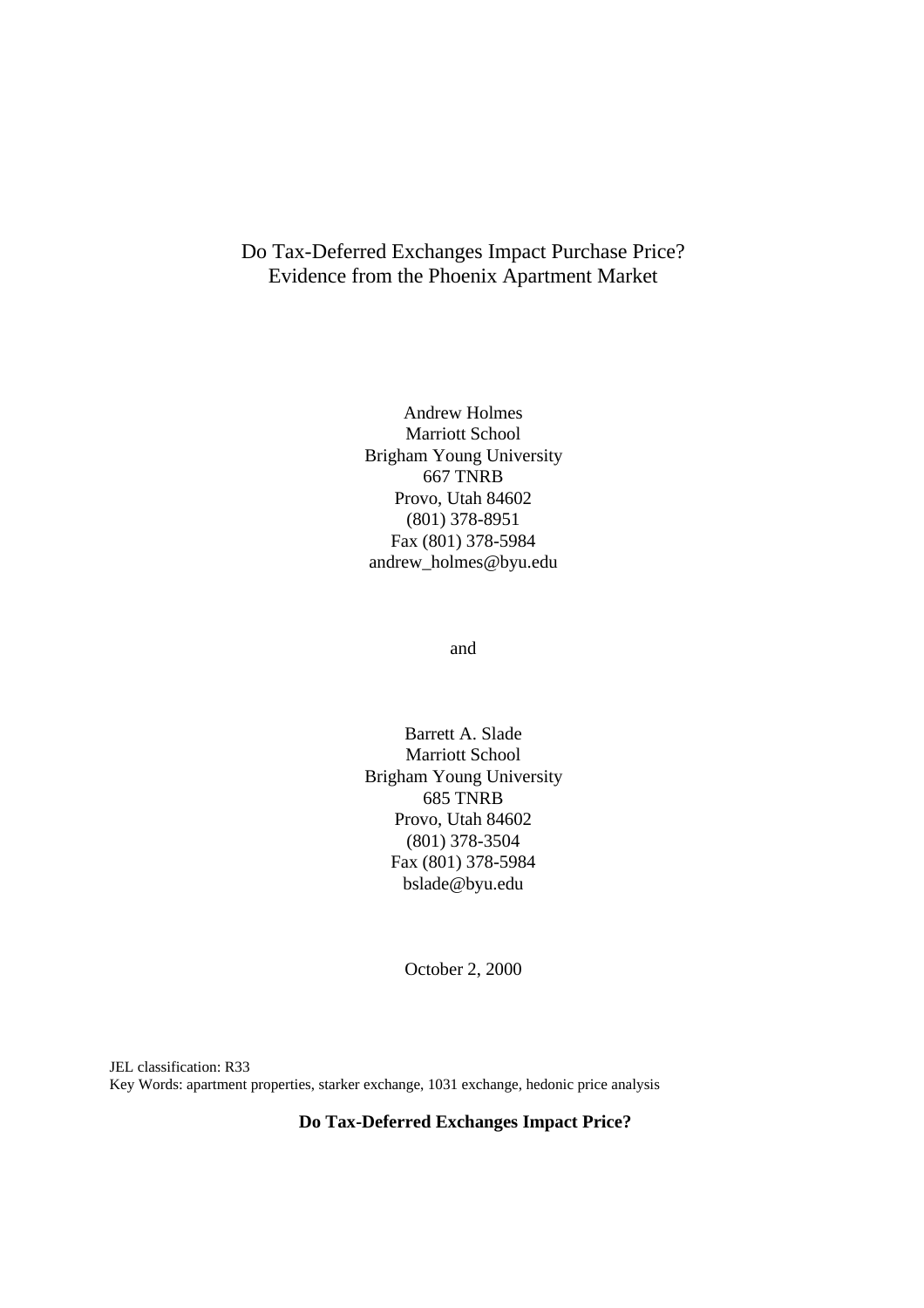# Do Tax-Deferred Exchanges Impact Purchase Price?
# Evidence from the Phoenix Apartment Market

Andrew Holmes
Marriott School
Brigham Young University
667 TNRB
Provo, Utah 84602
(801) 378-8951
Fax (801) 378-5984
andrew_holmes@byu.edu

and

Barrett A. Slade
Marriott School
Brigham Young University
685 TNRB
Provo, Utah 84602
(801) 378-3504
Fax (801) 378-5984
bslade@byu.edu

October 2, 2000

JEL classification: R33
Key Words: apartment properties, starker exchange, 1031 exchange, hedonic price analysis

**Do Tax-Deferred Exchanges Impact Price?**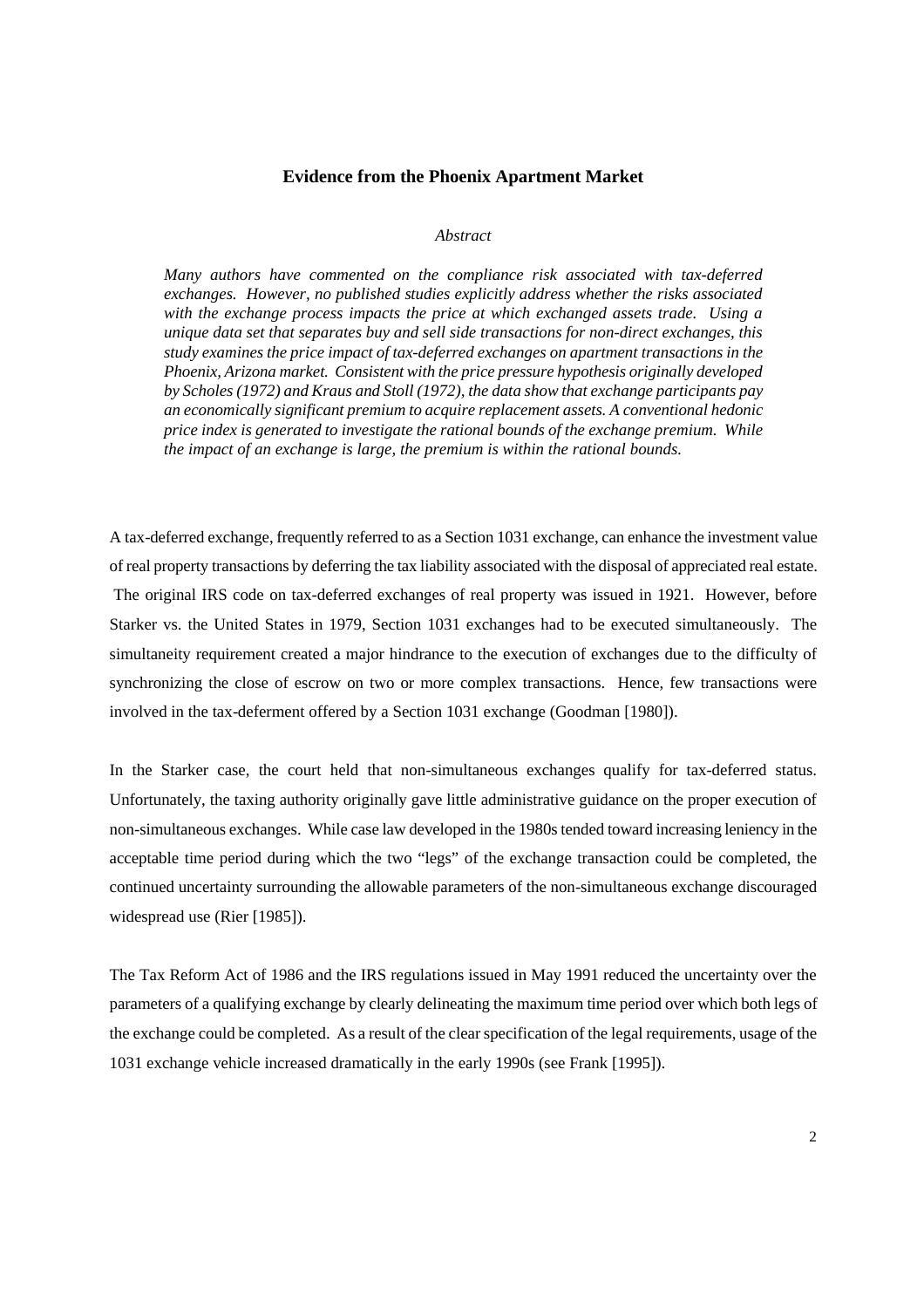**Evidence from the Phoenix Apartment Market**

*Abstract*

*Many authors have commented on the compliance risk associated with tax-deferred exchanges. However, no published studies explicitly address whether the risks associated with the exchange process impacts the price at which exchanged assets trade. Using a unique data set that separates buy and sell side transactions for non-direct exchanges, this study examines the price impact of tax-deferred exchanges on apartment transactions in the Phoenix, Arizona market. Consistent with the price pressure hypothesis originally developed by Scholes (1972) and Kraus and Stoll (1972), the data show that exchange participants pay an economically significant premium to acquire replacement assets. A conventional hedonic price index is generated to investigate the rational bounds of the exchange premium. While the impact of an exchange is large, the premium is within the rational bounds.*

A tax-deferred exchange, frequently referred to as a Section 1031 exchange, can enhance the investment value of real property transactions by deferring the tax liability associated with the disposal of appreciated real estate. The original IRS code on tax-deferred exchanges of real property was issued in 1921. However, before Starker vs. the United States in 1979, Section 1031 exchanges had to be executed simultaneously. The simultaneity requirement created a major hindrance to the execution of exchanges due to the difficulty of synchronizing the close of escrow on two or more complex transactions. Hence, few transactions were involved in the tax-deferment offered by a Section 1031 exchange (Goodman [1980]).

In the Starker case, the court held that non-simultaneous exchanges qualify for tax-deferred status. Unfortunately, the taxing authority originally gave little administrative guidance on the proper execution of non-simultaneous exchanges. While case law developed in the 1980s tended toward increasing leniency in the acceptable time period during which the two "legs" of the exchange transaction could be completed, the continued uncertainty surrounding the allowable parameters of the non-simultaneous exchange discouraged widespread use (Rier [1985]).

The Tax Reform Act of 1986 and the IRS regulations issued in May 1991 reduced the uncertainty over the parameters of a qualifying exchange by clearly delineating the maximum time period over which both legs of the exchange could be completed. As a result of the clear specification of the legal requirements, usage of the 1031 exchange vehicle increased dramatically in the early 1990s (see Frank [1995]).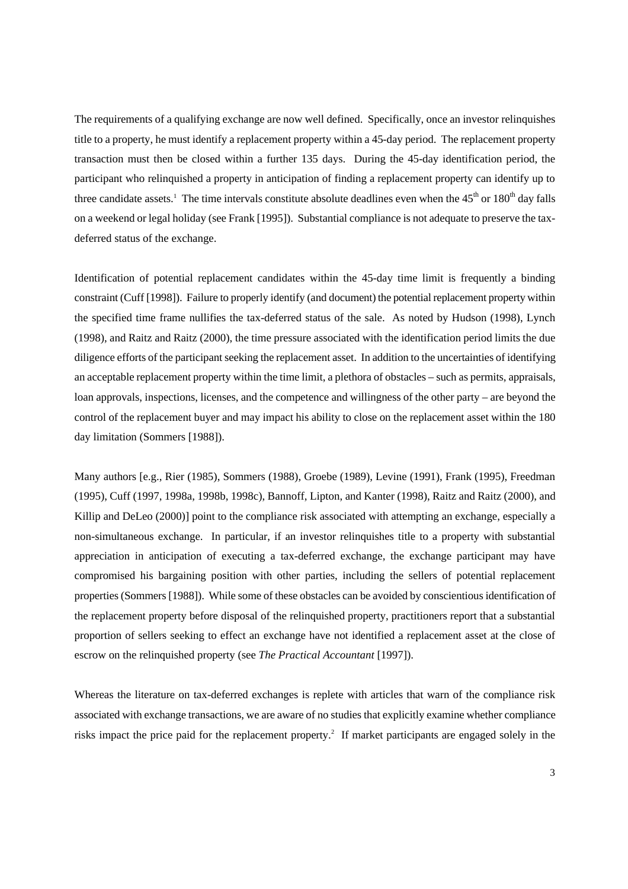The requirements of a qualifying exchange are now well defined. Specifically, once an investor relinquishes title to a property, he must identify a replacement property within a 45-day period. The replacement property transaction must then be closed within a further 135 days. During the 45-day identification period, the participant who relinquished a property in anticipation of finding a replacement property can identify up to three candidate assets.[1] The time intervals constitute absolute deadlines even when the $45^{th}$ or $180^{th}$ day falls on a weekend or legal holiday (see Frank [1995]). Substantial compliance is not adequate to preserve the tax-deferred status of the exchange.

Identification of potential replacement candidates within the 45-day time limit is frequently a binding constraint (Cuff [1998]). Failure to properly identify (and document) the potential replacement property within the specified time frame nullifies the tax-deferred status of the sale. As noted by Hudson (1998), Lynch (1998), and Raitz and Raitz (2000), the time pressure associated with the identification period limits the due diligence efforts of the participant seeking the replacement asset. In addition to the uncertainties of identifying an acceptable replacement property within the time limit, a plethora of obstacles – such as permits, appraisals, loan approvals, inspections, licenses, and the competence and willingness of the other party – are beyond the control of the replacement buyer and may impact his ability to close on the replacement asset within the 180 day limitation (Sommers [1988]).

Many authors [e.g., Rier (1985), Sommers (1988), Groebe (1989), Levine (1991), Frank (1995), Freedman (1995), Cuff (1997, 1998a, 1998b, 1998c), Bannoff, Lipton, and Kanter (1998), Raitz and Raitz (2000), and Killip and DeLeo (2000)] point to the compliance risk associated with attempting an exchange, especially a non-simultaneous exchange. In particular, if an investor relinquishes title to a property with substantial appreciation in anticipation of executing a tax-deferred exchange, the exchange participant may have compromised his bargaining position with other parties, including the sellers of potential replacement properties (Sommers [1988]). While some of these obstacles can be avoided by conscientious identification of the replacement property before disposal of the relinquished property, practitioners report that a substantial proportion of sellers seeking to effect an exchange have not identified a replacement asset at the close of escrow on the relinquished property (see *The Practical Accountant* [1997]).

Whereas the literature on tax-deferred exchanges is replete with articles that warn of the compliance risk associated with exchange transactions, we are aware of no studies that explicitly examine whether compliance risks impact the price paid for the replacement property.[2] If market participants are engaged solely in the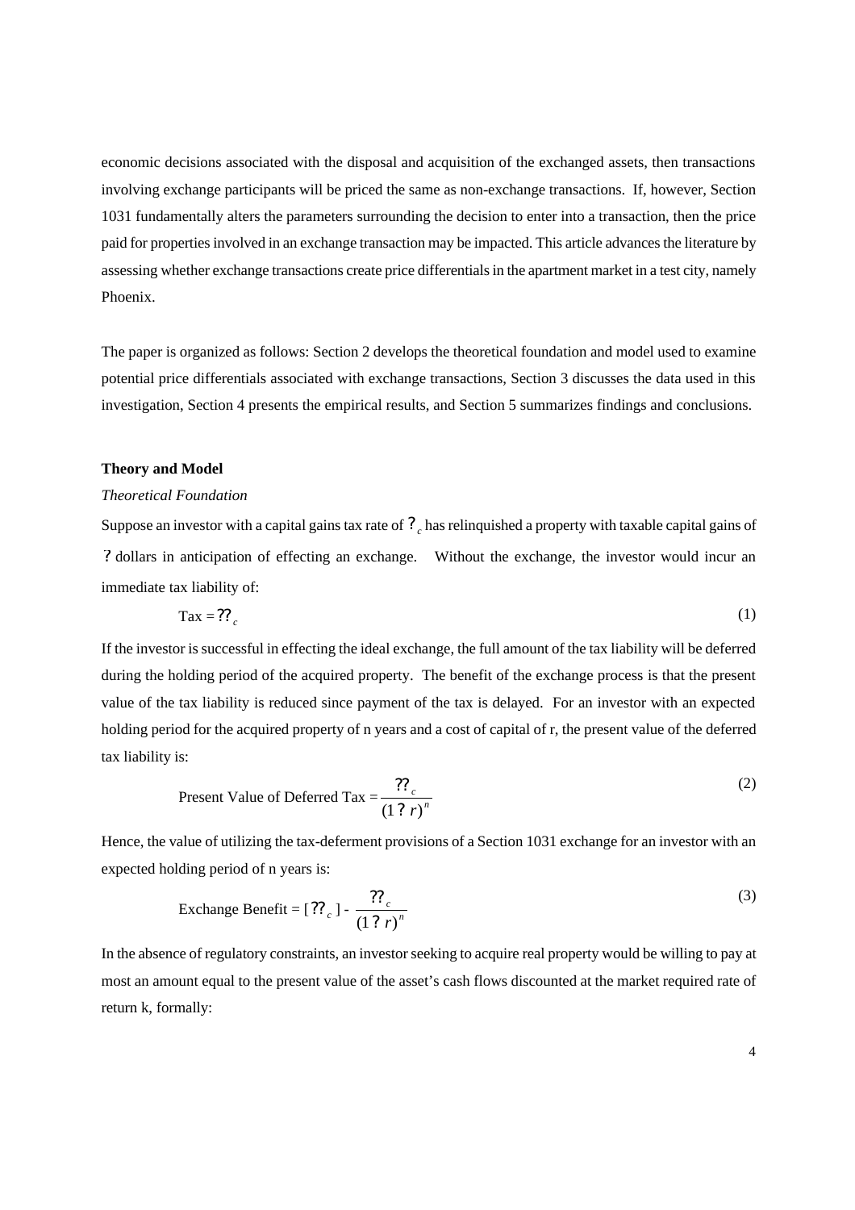economic decisions associated with the disposal and acquisition of the exchanged assets, then transactions involving exchange participants will be priced the same as non-exchange transactions. If, however, Section 1031 fundamentally alters the parameters surrounding the decision to enter into a transaction, then the price paid for properties involved in an exchange transaction may be impacted. This article advances the literature by assessing whether exchange transactions create price differentials in the apartment market in a test city, namely Phoenix.

The paper is organized as follows: Section 2 develops the theoretical foundation and model used to examine potential price differentials associated with exchange transactions, Section 3 discusses the data used in this investigation, Section 4 presents the empirical results, and Section 5 summarizes findings and conclusions.

**Theory and Model**

*Theoretical Foundation*

Suppose an investor with a capital gains tax rate of $?_c$ has relinquished a property with taxable capital gains of $?$ dollars in anticipation of effecting an exchange. Without the exchange, the investor would incur an immediate tax liability of:

$$\text{Tax} = ??_c \tag{1}$$

If the investor is successful in effecting the ideal exchange, the full amount of the tax liability will be deferred during the holding period of the acquired property. The benefit of the exchange process is that the present value of the tax liability is reduced since payment of the tax is delayed. For an investor with an expected holding period for the acquired property of n years and a cost of capital of r, the present value of the deferred tax liability is:

$$\text{Present Value of Deferred Tax} = \frac{??_c}{(1 ? r)^n} \tag{2}$$

Hence, the value of utilizing the tax-deferment provisions of a Section 1031 exchange for an investor with an expected holding period of n years is:

$$\text{Exchange Benefit} = [\,??_c\,] - \frac{??_c}{(1 ? r)^n} \tag{3}$$

In the absence of regulatory constraints, an investor seeking to acquire real property would be willing to pay at most an amount equal to the present value of the asset's cash flows discounted at the market required rate of return k, formally: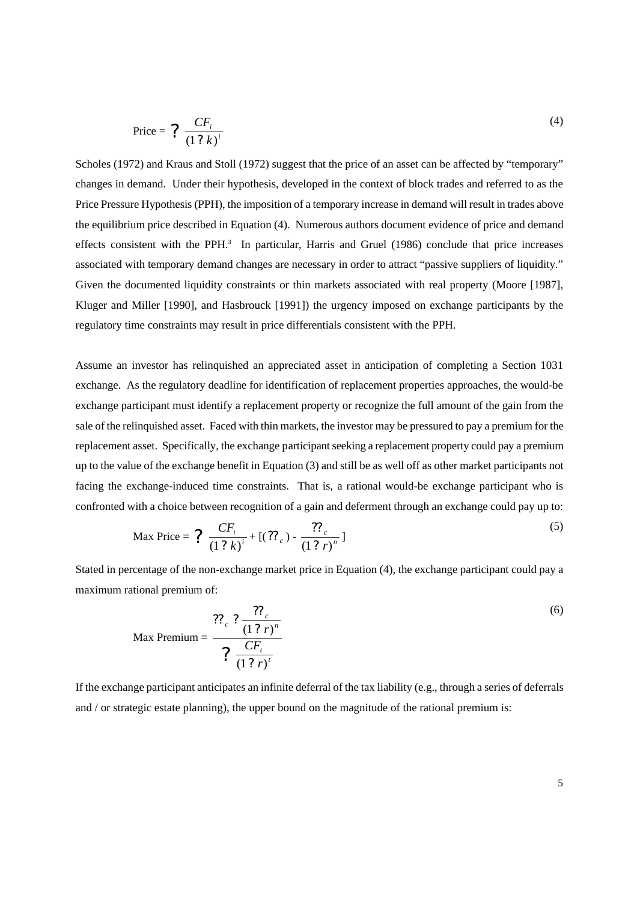$$\text{Price} = \sum \frac{CF_i}{(1+k)^i} \tag{4}$$

Scholes (1972) and Kraus and Stoll (1972) suggest that the price of an asset can be affected by "temporary" changes in demand. Under their hypothesis, developed in the context of block trades and referred to as the Price Pressure Hypothesis (PPH), the imposition of a temporary increase in demand will result in trades above the equilibrium price described in Equation (4). Numerous authors document evidence of price and demand effects consistent with the PPH.[3] In particular, Harris and Gruel (1986) conclude that price increases associated with temporary demand changes are necessary in order to attract "passive suppliers of liquidity." Given the documented liquidity constraints or thin markets associated with real property (Moore [1987], Kluger and Miller [1990], and Hasbrouck [1991]) the urgency imposed on exchange participants by the regulatory time constraints may result in price differentials consistent with the PPH.

Assume an investor has relinquished an appreciated asset in anticipation of completing a Section 1031 exchange. As the regulatory deadline for identification of replacement properties approaches, the would-be exchange participant must identify a replacement property or recognize the full amount of the gain from the sale of the relinquished asset. Faced with thin markets, the investor may be pressured to pay a premium for the replacement asset. Specifically, the exchange participant seeking a replacement property could pay a premium up to the value of the exchange benefit in Equation (3) and still be as well off as other market participants not facing the exchange-induced time constraints. That is, a rational would-be exchange participant who is confronted with a choice between recognition of a gain and deferment through an exchange could pay up to:

$$\text{Max Price} = \sum \frac{CF_i}{(1+k)^i} + [(??_c) - \frac{??_c}{(1+r)^n}] \tag{5}$$

Stated in percentage of the non-exchange market price in Equation (4), the exchange participant could pay a maximum rational premium of:

$$\text{Max Premium} = \frac{??_c - \dfrac{??_c}{(1+r)^n}}{\sum \dfrac{CF_t}{(1+r)^t}} \tag{6}$$

If the exchange participant anticipates an infinite deferral of the tax liability (e.g., through a series of deferrals and / or strategic estate planning), the upper bound on the magnitude of the rational premium is: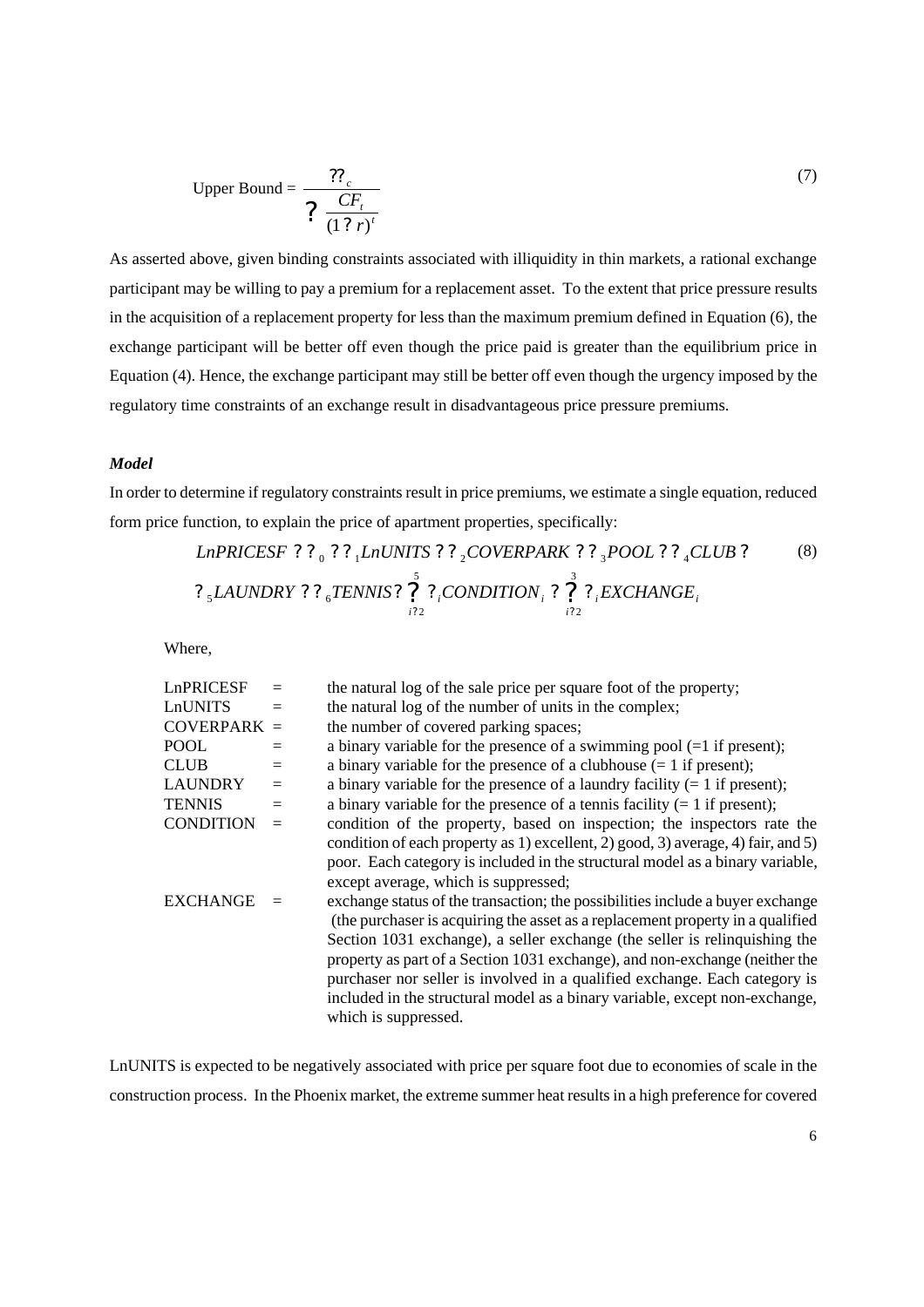$$\text{Upper Bound} = \frac{\Delta \alpha_c}{\sum \frac{CF_t}{(1+r)^t}} \tag{7}$$

As asserted above, given binding constraints associated with illiquidity in thin markets, a rational exchange participant may be willing to pay a premium for a replacement asset. To the extent that price pressure results in the acquisition of a replacement property for less than the maximum premium defined in Equation (6), the exchange participant will be better off even though the price paid is greater than the equilibrium price in Equation (4). Hence, the exchange participant may still be better off even though the urgency imposed by the regulatory time constraints of an exchange result in disadvantageous price pressure premiums.

***Model***

In order to determine if regulatory constraints result in price premiums, we estimate a single equation, reduced form price function, to explain the price of apartment properties, specifically:

$$LnPRICESF = \beta_0 + \beta_1 LnUNITS + \beta_2 COVERPARK + \beta_3 POOL + \beta_4 CLUB + \beta_5 LAUNDRY + \beta_6 TENNIS + \sum_{i=2}^{5} \gamma_i CONDITION_i + \sum_{i=2}^{3} \delta_i EXCHANGE_i \tag{8}$$

Where,

| | | |
|---|---|---|
| LnPRICESF | = | the natural log of the sale price per square foot of the property; |
| LnUNITS | = | the natural log of the number of units in the complex; |
| COVERPARK | = | the number of covered parking spaces; |
| POOL | = | a binary variable for the presence of a swimming pool (=1 if present); |
| CLUB | = | a binary variable for the presence of a clubhouse (= 1 if present); |
| LAUNDRY | = | a binary variable for the presence of a laundry facility (= 1 if present); |
| TENNIS | = | a binary variable for the presence of a tennis facility (= 1 if present); |
| CONDITION | = | condition of the property, based on inspection; the inspectors rate the condition of each property as 1) excellent, 2) good, 3) average, 4) fair, and 5) poor. Each category is included in the structural model as a binary variable, except average, which is suppressed; |
| EXCHANGE | = | exchange status of the transaction; the possibilities include a buyer exchange (the purchaser is acquiring the asset as a replacement property in a qualified Section 1031 exchange), a seller exchange (the seller is relinquishing the property as part of a Section 1031 exchange), and non-exchange (neither the purchaser nor seller is involved in a qualified exchange. Each category is included in the structural model as a binary variable, except non-exchange, which is suppressed. |

LnUNITS is expected to be negatively associated with price per square foot due to economies of scale in the construction process. In the Phoenix market, the extreme summer heat results in a high preference for covered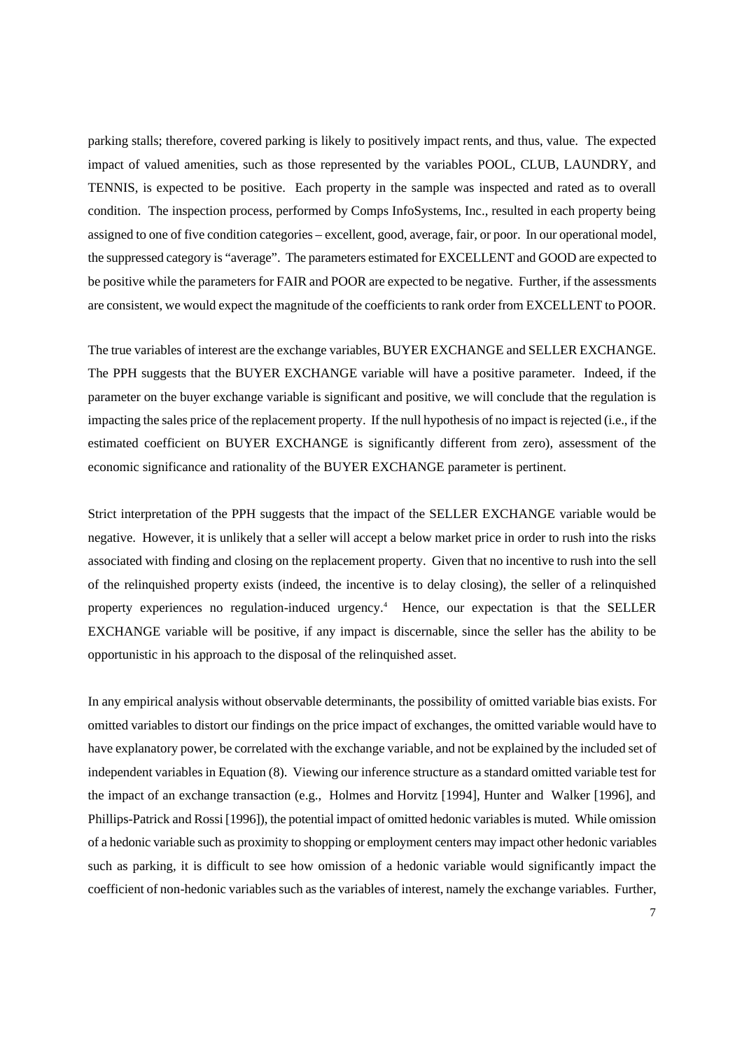parking stalls; therefore, covered parking is likely to positively impact rents, and thus, value. The expected impact of valued amenities, such as those represented by the variables POOL, CLUB, LAUNDRY, and TENNIS, is expected to be positive. Each property in the sample was inspected and rated as to overall condition. The inspection process, performed by Comps InfoSystems, Inc., resulted in each property being assigned to one of five condition categories – excellent, good, average, fair, or poor. In our operational model, the suppressed category is "average". The parameters estimated for EXCELLENT and GOOD are expected to be positive while the parameters for FAIR and POOR are expected to be negative. Further, if the assessments are consistent, we would expect the magnitude of the coefficients to rank order from EXCELLENT to POOR.

The true variables of interest are the exchange variables, BUYER EXCHANGE and SELLER EXCHANGE. The PPH suggests that the BUYER EXCHANGE variable will have a positive parameter. Indeed, if the parameter on the buyer exchange variable is significant and positive, we will conclude that the regulation is impacting the sales price of the replacement property. If the null hypothesis of no impact is rejected (i.e., if the estimated coefficient on BUYER EXCHANGE is significantly different from zero), assessment of the economic significance and rationality of the BUYER EXCHANGE parameter is pertinent.

Strict interpretation of the PPH suggests that the impact of the SELLER EXCHANGE variable would be negative. However, it is unlikely that a seller will accept a below market price in order to rush into the risks associated with finding and closing on the replacement property. Given that no incentive to rush into the sell of the relinquished property exists (indeed, the incentive is to delay closing), the seller of a relinquished property experiences no regulation-induced urgency.[4] Hence, our expectation is that the SELLER EXCHANGE variable will be positive, if any impact is discernable, since the seller has the ability to be opportunistic in his approach to the disposal of the relinquished asset.

In any empirical analysis without observable determinants, the possibility of omitted variable bias exists. For omitted variables to distort our findings on the price impact of exchanges, the omitted variable would have to have explanatory power, be correlated with the exchange variable, and not be explained by the included set of independent variables in Equation (8). Viewing our inference structure as a standard omitted variable test for the impact of an exchange transaction (e.g., Holmes and Horvitz [1994], Hunter and Walker [1996], and Phillips-Patrick and Rossi [1996]), the potential impact of omitted hedonic variables is muted. While omission of a hedonic variable such as proximity to shopping or employment centers may impact other hedonic variables such as parking, it is difficult to see how omission of a hedonic variable would significantly impact the coefficient of non-hedonic variables such as the variables of interest, namely the exchange variables. Further,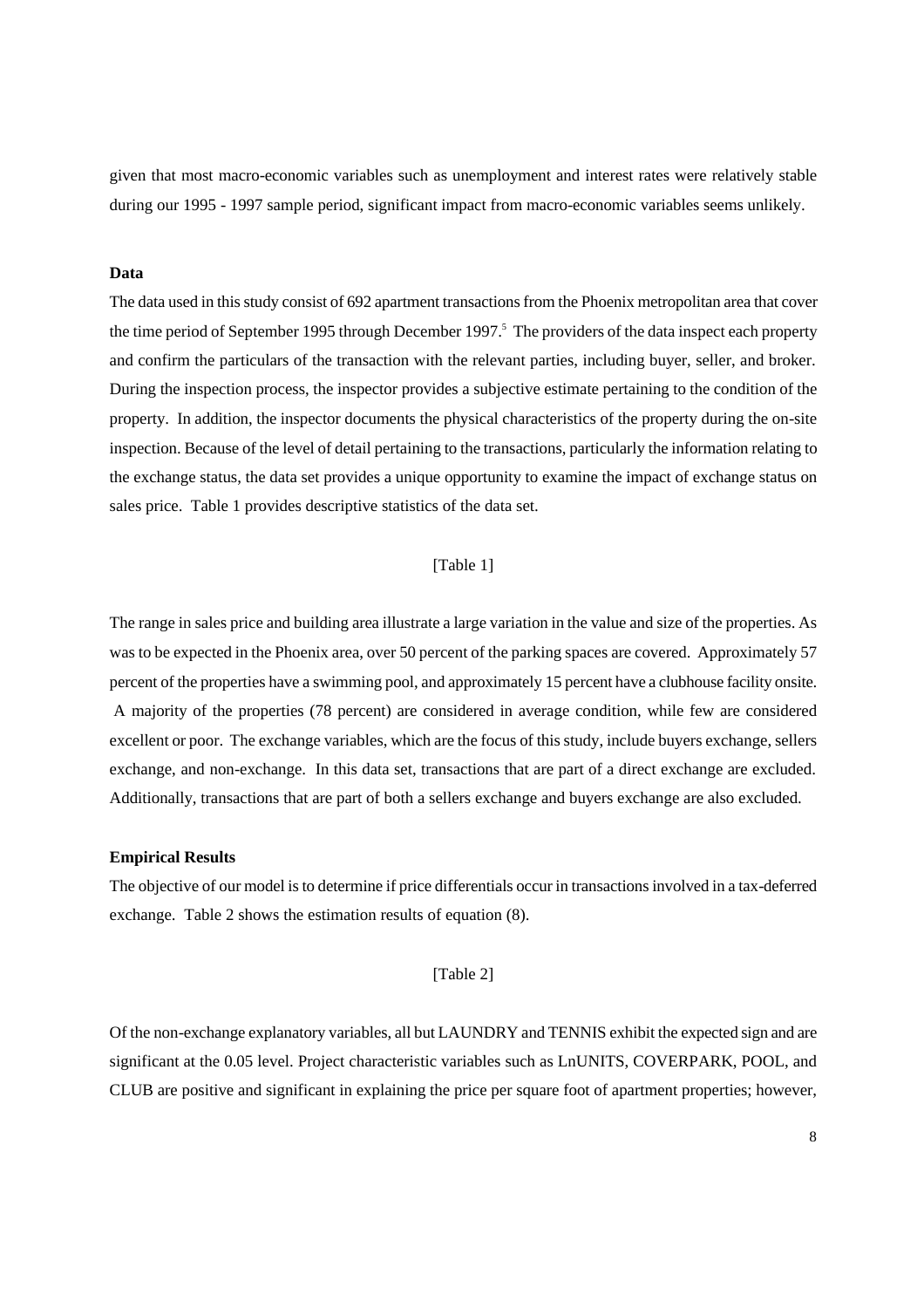given that most macro-economic variables such as unemployment and interest rates were relatively stable during our 1995 - 1997 sample period, significant impact from macro-economic variables seems unlikely.

**Data**

The data used in this study consist of 692 apartment transactions from the Phoenix metropolitan area that cover the time period of September 1995 through December 1997.[5] The providers of the data inspect each property and confirm the particulars of the transaction with the relevant parties, including buyer, seller, and broker. During the inspection process, the inspector provides a subjective estimate pertaining to the condition of the property. In addition, the inspector documents the physical characteristics of the property during the on-site inspection. Because of the level of detail pertaining to the transactions, particularly the information relating to the exchange status, the data set provides a unique opportunity to examine the impact of exchange status on sales price. Table 1 provides descriptive statistics of the data set.

[Table 1]

The range in sales price and building area illustrate a large variation in the value and size of the properties. As was to be expected in the Phoenix area, over 50 percent of the parking spaces are covered. Approximately 57 percent of the properties have a swimming pool, and approximately 15 percent have a clubhouse facility onsite. A majority of the properties (78 percent) are considered in average condition, while few are considered excellent or poor. The exchange variables, which are the focus of this study, include buyers exchange, sellers exchange, and non-exchange. In this data set, transactions that are part of a direct exchange are excluded. Additionally, transactions that are part of both a sellers exchange and buyers exchange are also excluded.

**Empirical Results**

The objective of our model is to determine if price differentials occur in transactions involved in a tax-deferred exchange. Table 2 shows the estimation results of equation (8).

[Table 2]

Of the non-exchange explanatory variables, all but LAUNDRY and TENNIS exhibit the expected sign and are significant at the 0.05 level. Project characteristic variables such as LnUNITS, COVERPARK, POOL, and CLUB are positive and significant in explaining the price per square foot of apartment properties; however,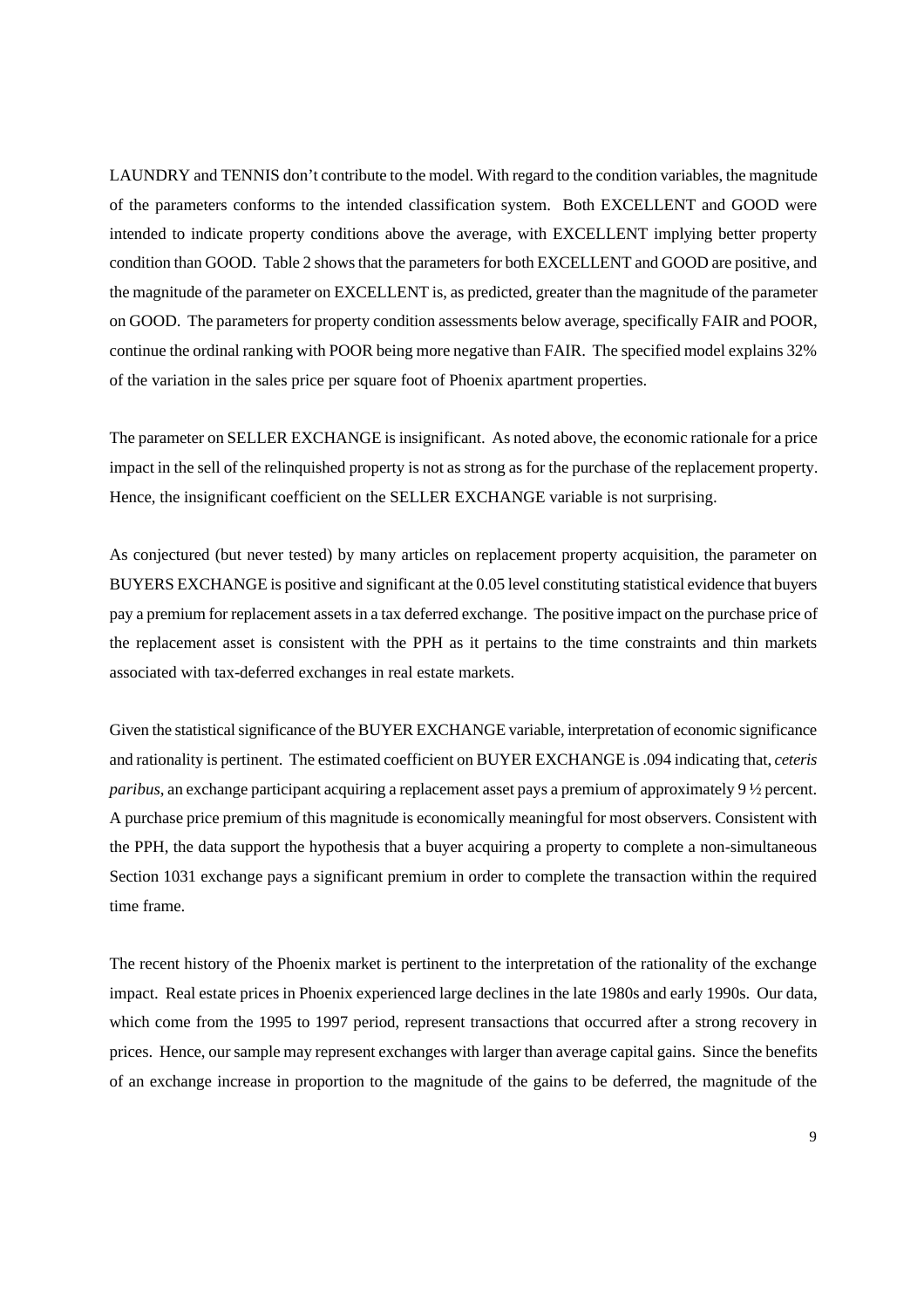LAUNDRY and TENNIS don't contribute to the model. With regard to the condition variables, the magnitude of the parameters conforms to the intended classification system. Both EXCELLENT and GOOD were intended to indicate property conditions above the average, with EXCELLENT implying better property condition than GOOD. Table 2 shows that the parameters for both EXCELLENT and GOOD are positive, and the magnitude of the parameter on EXCELLENT is, as predicted, greater than the magnitude of the parameter on GOOD. The parameters for property condition assessments below average, specifically FAIR and POOR, continue the ordinal ranking with POOR being more negative than FAIR. The specified model explains 32% of the variation in the sales price per square foot of Phoenix apartment properties.

The parameter on SELLER EXCHANGE is insignificant. As noted above, the economic rationale for a price impact in the sell of the relinquished property is not as strong as for the purchase of the replacement property. Hence, the insignificant coefficient on the SELLER EXCHANGE variable is not surprising.

As conjectured (but never tested) by many articles on replacement property acquisition, the parameter on BUYERS EXCHANGE is positive and significant at the 0.05 level constituting statistical evidence that buyers pay a premium for replacement assets in a tax deferred exchange. The positive impact on the purchase price of the replacement asset is consistent with the PPH as it pertains to the time constraints and thin markets associated with tax-deferred exchanges in real estate markets.

Given the statistical significance of the BUYER EXCHANGE variable, interpretation of economic significance and rationality is pertinent. The estimated coefficient on BUYER EXCHANGE is .094 indicating that, *ceteris paribus*, an exchange participant acquiring a replacement asset pays a premium of approximately 9 ½ percent. A purchase price premium of this magnitude is economically meaningful for most observers. Consistent with the PPH, the data support the hypothesis that a buyer acquiring a property to complete a non-simultaneous Section 1031 exchange pays a significant premium in order to complete the transaction within the required time frame.

The recent history of the Phoenix market is pertinent to the interpretation of the rationality of the exchange impact. Real estate prices in Phoenix experienced large declines in the late 1980s and early 1990s. Our data, which come from the 1995 to 1997 period, represent transactions that occurred after a strong recovery in prices. Hence, our sample may represent exchanges with larger than average capital gains. Since the benefits of an exchange increase in proportion to the magnitude of the gains to be deferred, the magnitude of the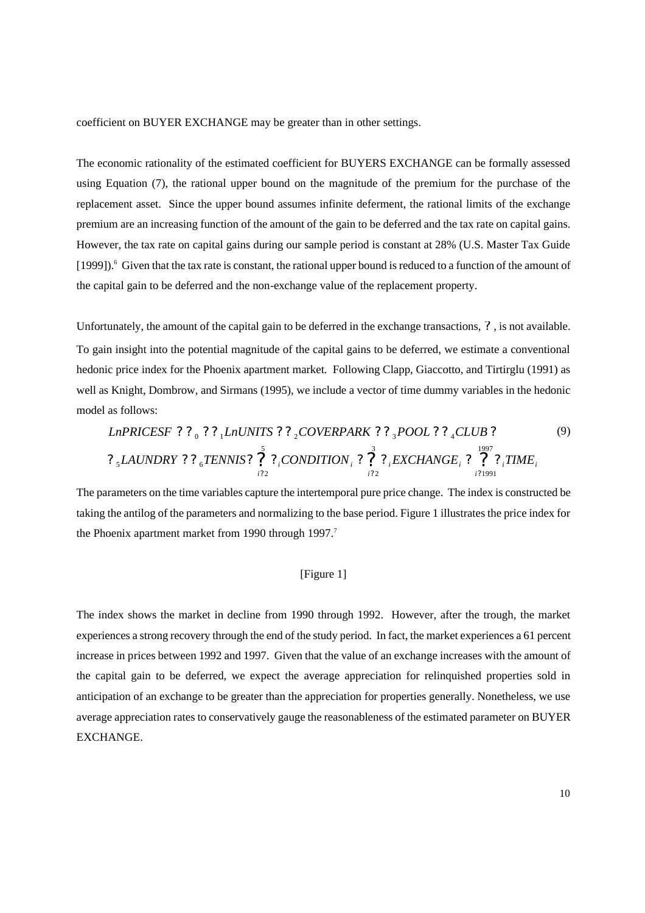coefficient on BUYER EXCHANGE may be greater than in other settings.

The economic rationality of the estimated coefficient for BUYERS EXCHANGE can be formally assessed using Equation (7), the rational upper bound on the magnitude of the premium for the purchase of the replacement asset. Since the upper bound assumes infinite deferment, the rational limits of the exchange premium are an increasing function of the amount of the gain to be deferred and the tax rate on capital gains. However, the tax rate on capital gains during our sample period is constant at 28% (U.S. Master Tax Guide [1999]).[6] Given that the tax rate is constant, the rational upper bound is reduced to a function of the amount of the capital gain to be deferred and the non-exchange value of the replacement property.

Unfortunately, the amount of the capital gain to be deferred in the exchange transactions, ?, is not available. To gain insight into the potential magnitude of the capital gains to be deferred, we estimate a conventional hedonic price index for the Phoenix apartment market. Following Clapp, Giaccotto, and Tirtirglu (1991) as well as Knight, Dombrow, and Sirmans (1995), we include a vector of time dummy variables in the hedonic model as follows:

$$LnPRICESF = \beta_0 + \beta_1 LnUNITS + \beta_2 COVERPARK + \beta_3 POOL + \beta_4 CLUB + \beta_5 LAUNDRY + \beta_6 TENNIS + \sum_{i=2}^{5} \gamma_i CONDITION_i + \sum_{i=2}^{3} \delta_i EXCHANGE_i + \sum_{i=1991}^{1997} \tau_i TIME_i \tag{9}$$

The parameters on the time variables capture the intertemporal pure price change. The index is constructed be taking the antilog of the parameters and normalizing to the base period. Figure 1 illustrates the price index for the Phoenix apartment market from 1990 through 1997.[7]

[Figure 1]

The index shows the market in decline from 1990 through 1992. However, after the trough, the market experiences a strong recovery through the end of the study period. In fact, the market experiences a 61 percent increase in prices between 1992 and 1997. Given that the value of an exchange increases with the amount of the capital gain to be deferred, we expect the average appreciation for relinquished properties sold in anticipation of an exchange to be greater than the appreciation for properties generally. Nonetheless, we use average appreciation rates to conservatively gauge the reasonableness of the estimated parameter on BUYER EXCHANGE.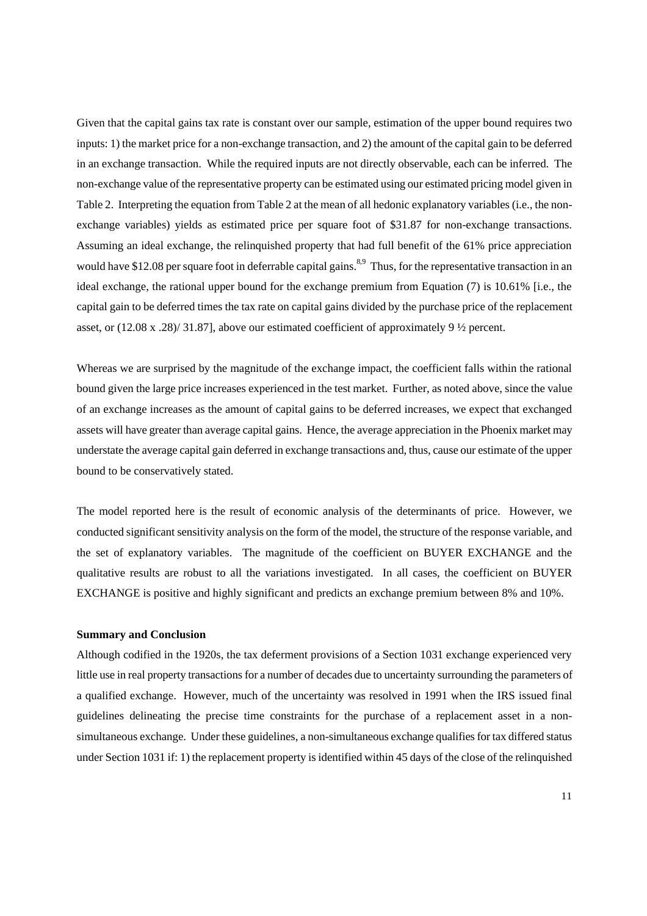Given that the capital gains tax rate is constant over our sample, estimation of the upper bound requires two inputs: 1) the market price for a non-exchange transaction, and 2) the amount of the capital gain to be deferred in an exchange transaction. While the required inputs are not directly observable, each can be inferred. The non-exchange value of the representative property can be estimated using our estimated pricing model given in Table 2. Interpreting the equation from Table 2 at the mean of all hedonic explanatory variables (i.e., the non-exchange variables) yields as estimated price per square foot of \$31.87 for non-exchange transactions. Assuming an ideal exchange, the relinquished property that had full benefit of the 61% price appreciation would have \$12.08 per square foot in deferrable capital gains.[8,9] Thus, for the representative transaction in an ideal exchange, the rational upper bound for the exchange premium from Equation (7) is 10.61% [i.e., the capital gain to be deferred times the tax rate on capital gains divided by the purchase price of the replacement asset, or (12.08 x .28)/ 31.87], above our estimated coefficient of approximately 9 ½ percent.

Whereas we are surprised by the magnitude of the exchange impact, the coefficient falls within the rational bound given the large price increases experienced in the test market. Further, as noted above, since the value of an exchange increases as the amount of capital gains to be deferred increases, we expect that exchanged assets will have greater than average capital gains. Hence, the average appreciation in the Phoenix market may understate the average capital gain deferred in exchange transactions and, thus, cause our estimate of the upper bound to be conservatively stated.

The model reported here is the result of economic analysis of the determinants of price. However, we conducted significant sensitivity analysis on the form of the model, the structure of the response variable, and the set of explanatory variables. The magnitude of the coefficient on BUYER EXCHANGE and the qualitative results are robust to all the variations investigated. In all cases, the coefficient on BUYER EXCHANGE is positive and highly significant and predicts an exchange premium between 8% and 10%.

**Summary and Conclusion**

Although codified in the 1920s, the tax deferment provisions of a Section 1031 exchange experienced very little use in real property transactions for a number of decades due to uncertainty surrounding the parameters of a qualified exchange. However, much of the uncertainty was resolved in 1991 when the IRS issued final guidelines delineating the precise time constraints for the purchase of a replacement asset in a non-simultaneous exchange. Under these guidelines, a non-simultaneous exchange qualifies for tax differed status under Section 1031 if: 1) the replacement property is identified within 45 days of the close of the relinquished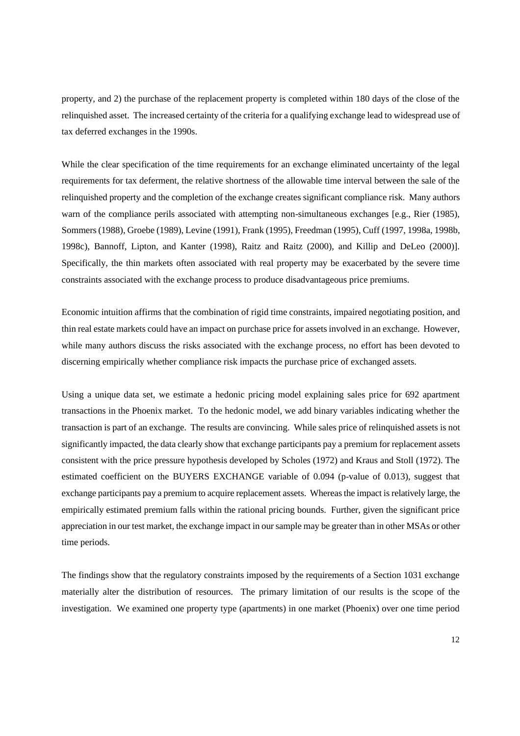property, and 2) the purchase of the replacement property is completed within 180 days of the close of the relinquished asset. The increased certainty of the criteria for a qualifying exchange lead to widespread use of tax deferred exchanges in the 1990s.

While the clear specification of the time requirements for an exchange eliminated uncertainty of the legal requirements for tax deferment, the relative shortness of the allowable time interval between the sale of the relinquished property and the completion of the exchange creates significant compliance risk. Many authors warn of the compliance perils associated with attempting non-simultaneous exchanges [e.g., Rier (1985), Sommers (1988), Groebe (1989), Levine (1991), Frank (1995), Freedman (1995), Cuff (1997, 1998a, 1998b, 1998c), Bannoff, Lipton, and Kanter (1998), Raitz and Raitz (2000), and Killip and DeLeo (2000)]. Specifically, the thin markets often associated with real property may be exacerbated by the severe time constraints associated with the exchange process to produce disadvantageous price premiums.

Economic intuition affirms that the combination of rigid time constraints, impaired negotiating position, and thin real estate markets could have an impact on purchase price for assets involved in an exchange. However, while many authors discuss the risks associated with the exchange process, no effort has been devoted to discerning empirically whether compliance risk impacts the purchase price of exchanged assets.

Using a unique data set, we estimate a hedonic pricing model explaining sales price for 692 apartment transactions in the Phoenix market. To the hedonic model, we add binary variables indicating whether the transaction is part of an exchange. The results are convincing. While sales price of relinquished assets is not significantly impacted, the data clearly show that exchange participants pay a premium for replacement assets consistent with the price pressure hypothesis developed by Scholes (1972) and Kraus and Stoll (1972). The estimated coefficient on the BUYERS EXCHANGE variable of 0.094 (p-value of 0.013), suggest that exchange participants pay a premium to acquire replacement assets. Whereas the impact is relatively large, the empirically estimated premium falls within the rational pricing bounds. Further, given the significant price appreciation in our test market, the exchange impact in our sample may be greater than in other MSAs or other time periods.

The findings show that the regulatory constraints imposed by the requirements of a Section 1031 exchange materially alter the distribution of resources. The primary limitation of our results is the scope of the investigation. We examined one property type (apartments) in one market (Phoenix) over one time period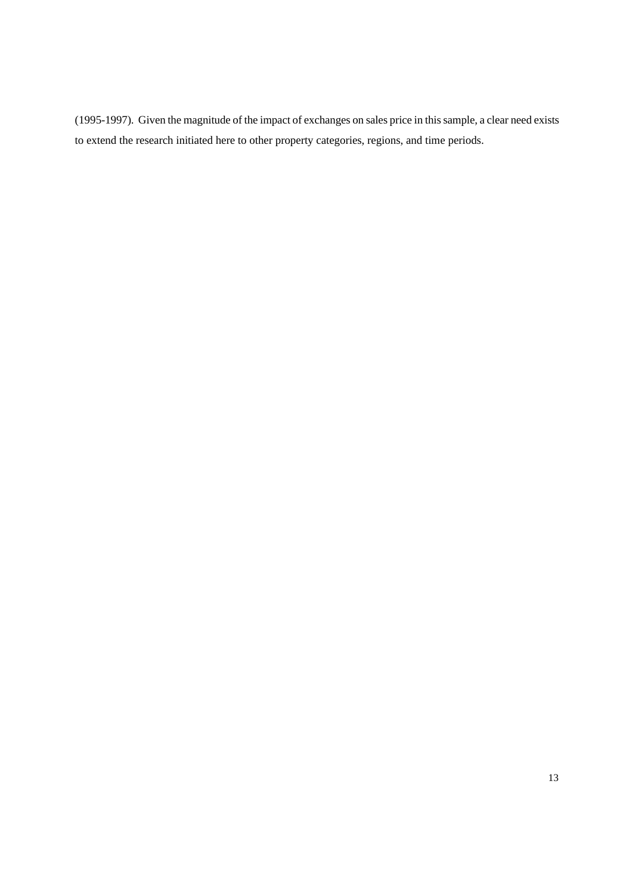(1995-1997). Given the magnitude of the impact of exchanges on sales price in this sample, a clear need exists to extend the research initiated here to other property categories, regions, and time periods.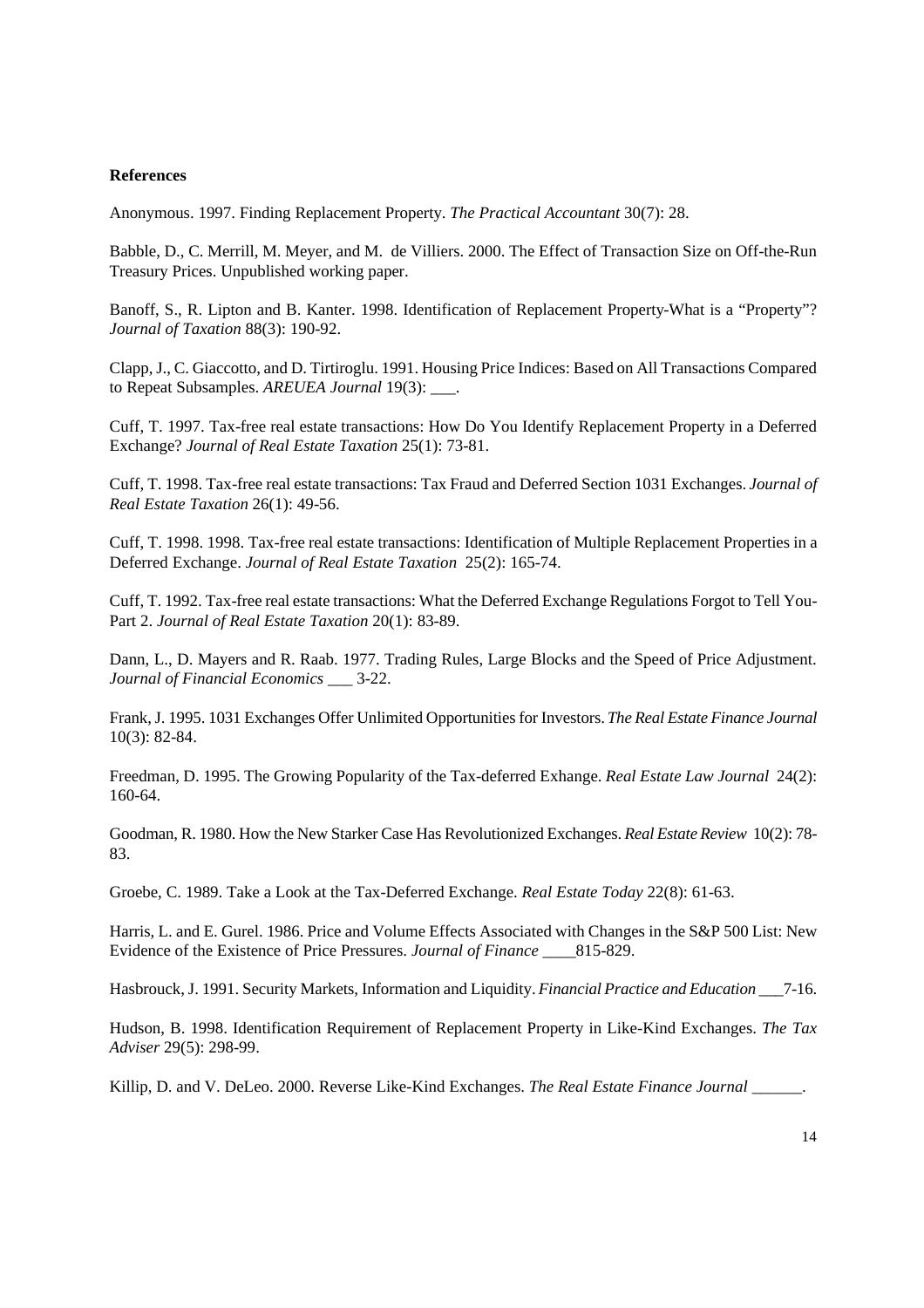**References**

Anonymous. 1997. Finding Replacement Property. *The Practical Accountant* 30(7): 28.

Babble, D., C. Merrill, M. Meyer, and M. de Villiers. 2000. The Effect of Transaction Size on Off-the-Run Treasury Prices. Unpublished working paper.

Banoff, S., R. Lipton and B. Kanter. 1998. Identification of Replacement Property-What is a "Property"? *Journal of Taxation* 88(3): 190-92.

Clapp, J., C. Giaccotto, and D. Tirtiroglu. 1991. Housing Price Indices: Based on All Transactions Compared to Repeat Subsamples. *AREUEA Journal* 19(3): ___.

Cuff, T. 1997. Tax-free real estate transactions: How Do You Identify Replacement Property in a Deferred Exchange? *Journal of Real Estate Taxation* 25(1): 73-81.

Cuff, T. 1998. Tax-free real estate transactions: Tax Fraud and Deferred Section 1031 Exchanges. *Journal of Real Estate Taxation* 26(1): 49-56.

Cuff, T. 1998. 1998. Tax-free real estate transactions: Identification of Multiple Replacement Properties in a Deferred Exchange. *Journal of Real Estate Taxation* 25(2): 165-74.

Cuff, T. 1992. Tax-free real estate transactions: What the Deferred Exchange Regulations Forgot to Tell You-Part 2. *Journal of Real Estate Taxation* 20(1): 83-89.

Dann, L., D. Mayers and R. Raab. 1977. Trading Rules, Large Blocks and the Speed of Price Adjustment. *Journal of Financial Economics* ___ 3-22.

Frank, J. 1995. 1031 Exchanges Offer Unlimited Opportunities for Investors. *The Real Estate Finance Journal* 10(3): 82-84.

Freedman, D. 1995. The Growing Popularity of the Tax-deferred Exhange. *Real Estate Law Journal* 24(2): 160-64.

Goodman, R. 1980. How the New Starker Case Has Revolutionized Exchanges. *Real Estate Review* 10(2): 78-83.

Groebe, C. 1989. Take a Look at the Tax-Deferred Exchange. *Real Estate Today* 22(8): 61-63.

Harris, L. and E. Gurel. 1986. Price and Volume Effects Associated with Changes in the S&P 500 List: New Evidence of the Existence of Price Pressures. *Journal of Finance* ____815-829.

Hasbrouck, J. 1991. Security Markets, Information and Liquidity. *Financial Practice and Education* ___7-16.

Hudson, B. 1998. Identification Requirement of Replacement Property in Like-Kind Exchanges. *The Tax Adviser* 29(5): 298-99.

Killip, D. and V. DeLeo. 2000. Reverse Like-Kind Exchanges. *The Real Estate Finance Journal* ______.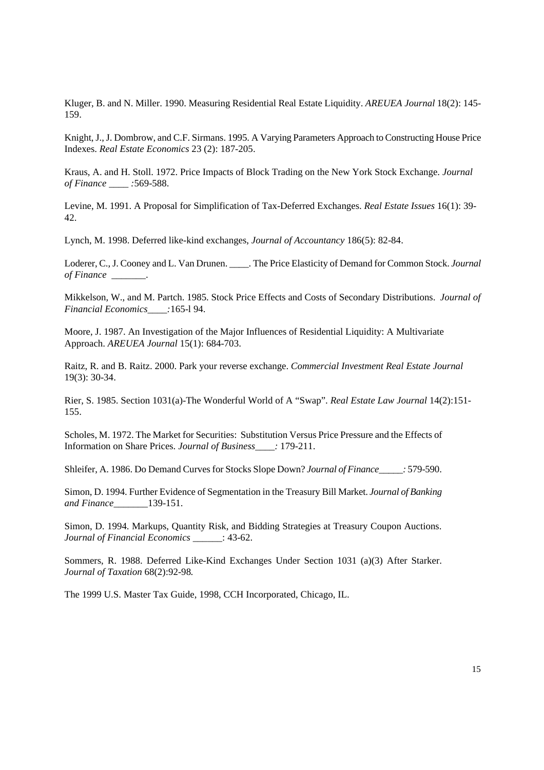Kluger, B. and N. Miller. 1990. Measuring Residential Real Estate Liquidity. *AREUEA Journal* 18(2): 145-159.

Knight, J., J. Dombrow, and C.F. Sirmans. 1995. A Varying Parameters Approach to Constructing House Price Indexes. *Real Estate Economics* 23 (2): 187-205.

Kraus, A. and H. Stoll. 1972. Price Impacts of Block Trading on the New York Stock Exchange. *Journal of Finance* ____ *:*569-588.

Levine, M. 1991. A Proposal for Simplification of Tax-Deferred Exchanges. *Real Estate Issues* 16(1): 39-42.

Lynch, M. 1998. Deferred like-kind exchanges, *Journal of Accountancy* 186(5): 82-84.

Loderer, C., J. Cooney and L. Van Drunen. ____. The Price Elasticity of Demand for Common Stock. *Journal of Finance* _______.

Mikkelson, W., and M. Partch. 1985. Stock Price Effects and Costs of Secondary Distributions. *Journal of Financial Economics____:*165-l 94.

Moore, J. 1987. An Investigation of the Major Influences of Residential Liquidity: A Multivariate Approach. *AREUEA Journal* 15(1): 684-703.

Raitz, R. and B. Raitz. 2000. Park your reverse exchange. *Commercial Investment Real Estate Journal* 19(3): 30-34.

Rier, S. 1985. Section 1031(a)-The Wonderful World of A "Swap". *Real Estate Law Journal* 14(2):151-155.

Scholes, M. 1972. The Market for Securities: Substitution Versus Price Pressure and the Effects of Information on Share Prices. *Journal of Business____:* 179-211.

Shleifer, A. 1986. Do Demand Curves for Stocks Slope Down? *Journal of Finance_____:* 579-590.

Simon, D. 1994. Further Evidence of Segmentation in the Treasury Bill Market. *Journal of Banking and Finance*_______139-151.

Simon, D. 1994. Markups, Quantity Risk, and Bidding Strategies at Treasury Coupon Auctions. *Journal of Financial Economics* ______: 43-62.

Sommers, R. 1988. Deferred Like-Kind Exchanges Under Section 1031 (a)(3) After Starker. *Journal of Taxation* 68(2):92-98*.*

The 1999 U.S. Master Tax Guide, 1998, CCH Incorporated, Chicago, IL.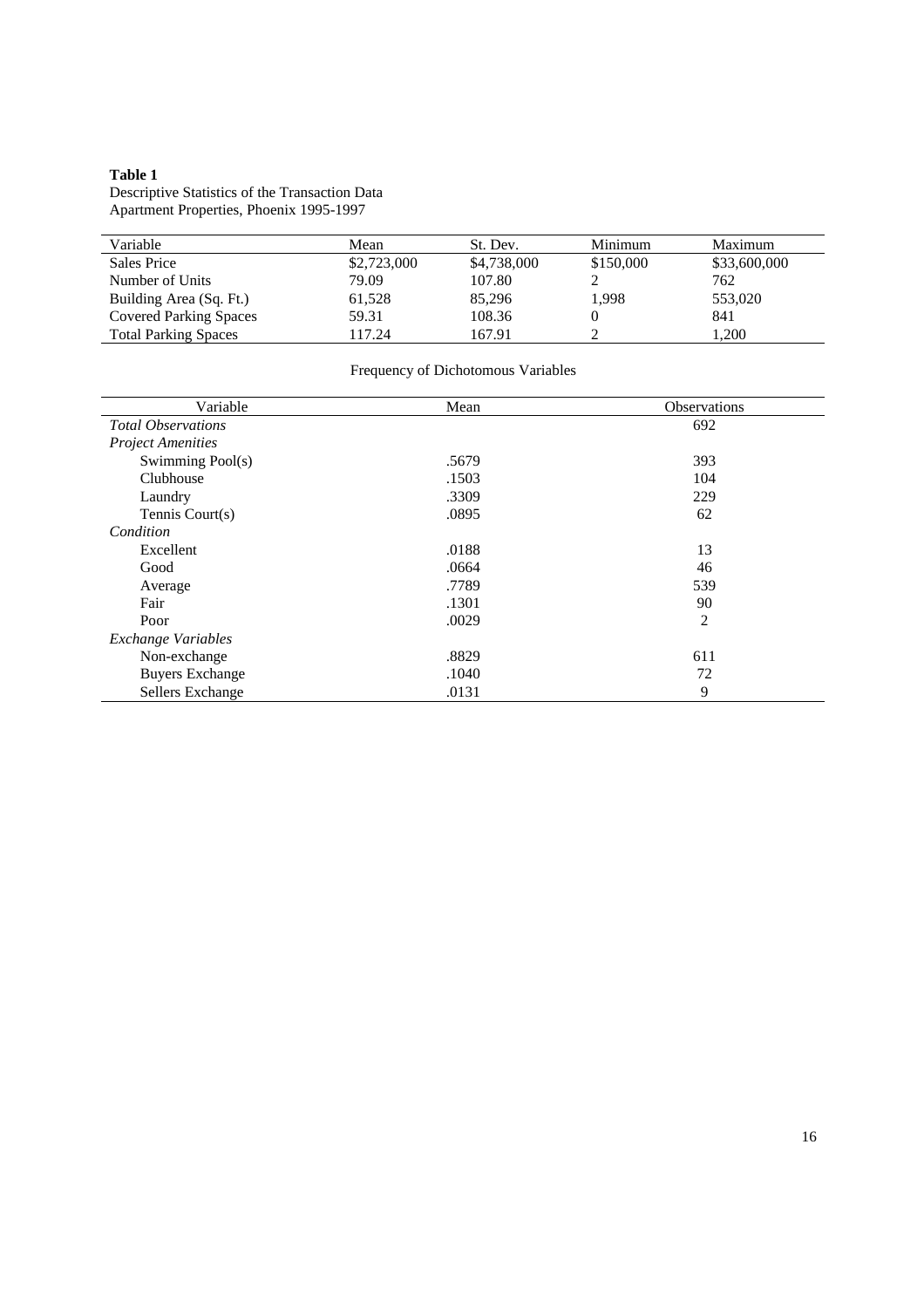**Table 1**
Descriptive Statistics of the Transaction Data
Apartment Properties, Phoenix 1995-1997

| Variable | Mean | St. Dev. | Minimum | Maximum |
|---|---|---|---|---|
| Sales Price | $2,723,000 | $4,738,000 | $150,000 | $33,600,000 |
| Number of Units | 79.09 | 107.80 | 2 | 762 |
| Building Area (Sq. Ft.) | 61,528 | 85,296 | 1,998 | 553,020 |
| Covered Parking Spaces | 59.31 | 108.36 | 0 | 841 |
| Total Parking Spaces | 117.24 | 167.91 | 2 | 1,200 |

Frequency of Dichotomous Variables

| Variable | Mean | Observations |
|---|---|---|
| *Total Observations* | | 692 |
| *Project Amenities* | | |
| Swimming Pool(s) | .5679 | 393 |
| Clubhouse | .1503 | 104 |
| Laundry | .3309 | 229 |
| Tennis Court(s) | .0895 | 62 |
| *Condition* | | |
| Excellent | .0188 | 13 |
| Good | .0664 | 46 |
| Average | .7789 | 539 |
| Fair | .1301 | 90 |
| Poor | .0029 | 2 |
| *Exchange Variables* | | |
| Non-exchange | .8829 | 611 |
| Buyers Exchange | .1040 | 72 |
| Sellers Exchange | .0131 | 9 |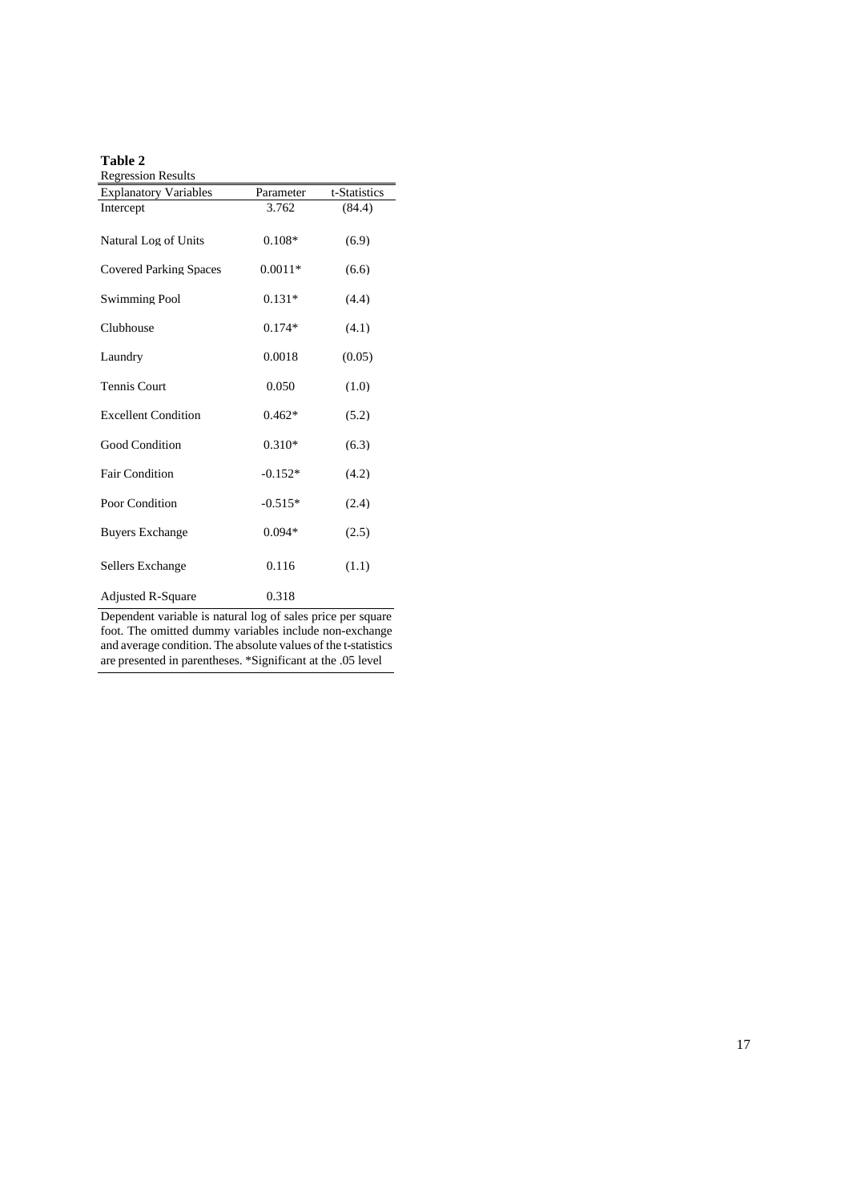**Table 2**

Regression Results

| Explanatory Variables | Parameter | t-Statistics |
|---|---|---|
| Intercept | 3.762 | (84.4) |
| Natural Log of Units | 0.108* | (6.9) |
| Covered Parking Spaces | 0.0011* | (6.6) |
| Swimming Pool | 0.131* | (4.4) |
| Clubhouse | 0.174* | (4.1) |
| Laundry | 0.0018 | (0.05) |
| Tennis Court | 0.050 | (1.0) |
| Excellent Condition | 0.462* | (5.2) |
| Good Condition | 0.310* | (6.3) |
| Fair Condition | -0.152* | (4.2) |
| Poor Condition | -0.515* | (2.4) |
| Buyers Exchange | 0.094* | (2.5) |
| Sellers Exchange | 0.116 | (1.1) |
| Adjusted R-Square | 0.318 | |

Dependent variable is natural log of sales price per square foot. The omitted dummy variables include non-exchange and average condition. The absolute values of the t-statistics are presented in parentheses. *Significant at the .05 level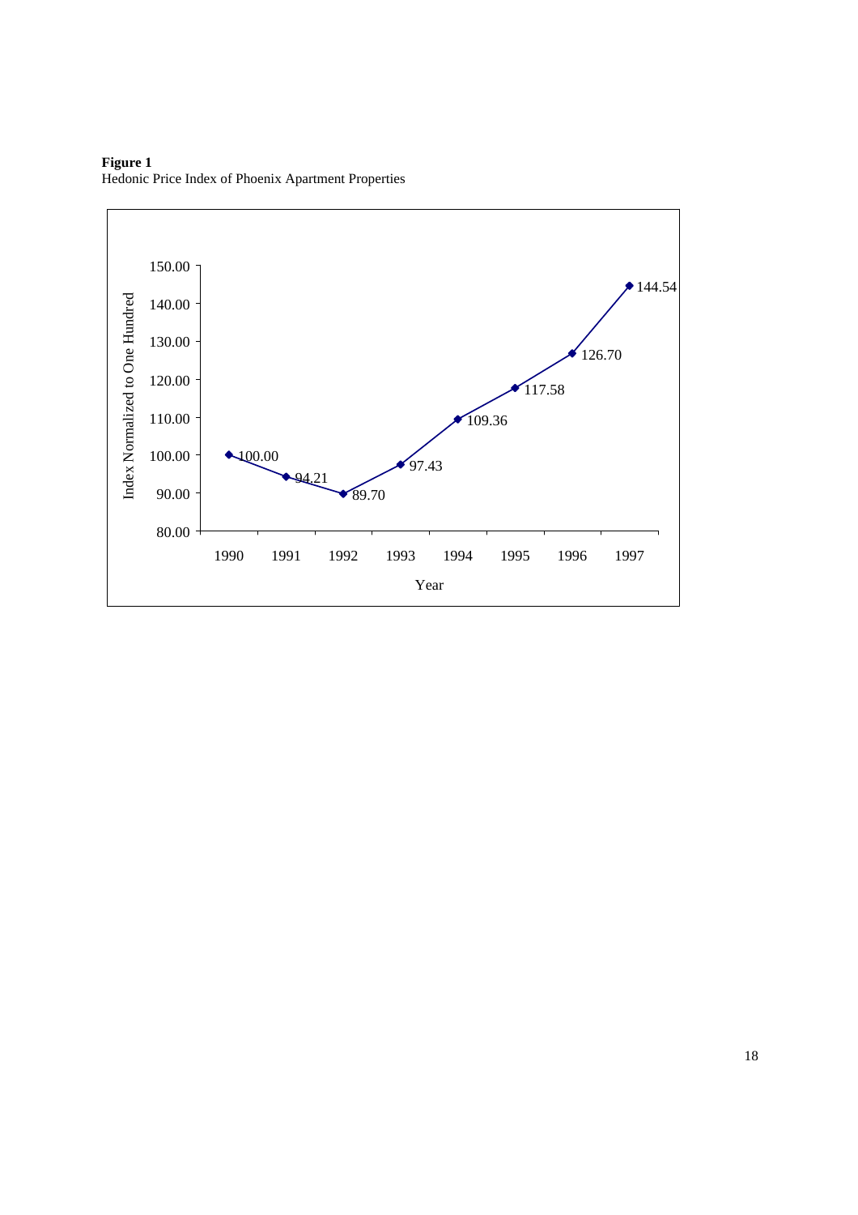**Figure 1**
Hedonic Price Index of Phoenix Apartment Properties

| Year | Index Normalized to One Hundred |
|---|---|
| 1990 | 100.00 |
| 1991 | 94.21 |
| 1992 | 89.70 |
| 1993 | 97.43 |
| 1994 | 109.36 |
| 1995 | 117.58 |
| 1996 | 126.70 |
| 1997 | 144.54 |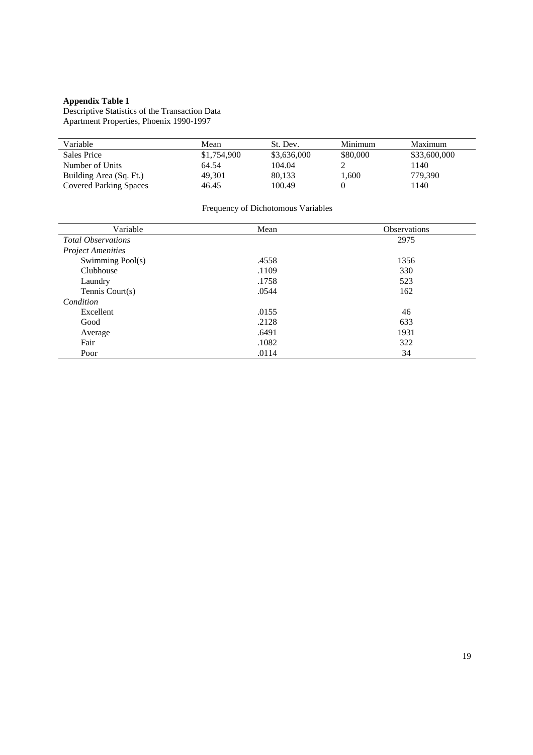**Appendix Table 1**
Descriptive Statistics of the Transaction Data
Apartment Properties, Phoenix 1990-1997

| Variable | Mean | St. Dev. | Minimum | Maximum |
|---|---|---|---|---|
| Sales Price | $1,754,900 | $3,636,000 | $80,000 | $33,600,000 |
| Number of Units | 64.54 | 104.04 | 2 | 1140 |
| Building Area (Sq. Ft.) | 49,301 | 80,133 | 1,600 | 779,390 |
| Covered Parking Spaces | 46.45 | 100.49 | 0 | 1140 |

Frequency of Dichotomous Variables

| Variable | Mean | Observations |
|---|---|---|
| *Total Observations* | | 2975 |
| *Project Amenities* | | |
| Swimming Pool(s) | .4558 | 1356 |
| Clubhouse | .1109 | 330 |
| Laundry | .1758 | 523 |
| Tennis Court(s) | .0544 | 162 |
| *Condition* | | |
| Excellent | .0155 | 46 |
| Good | .2128 | 633 |
| Average | .6491 | 1931 |
| Fair | .1082 | 322 |
| Poor | .0114 | 34 |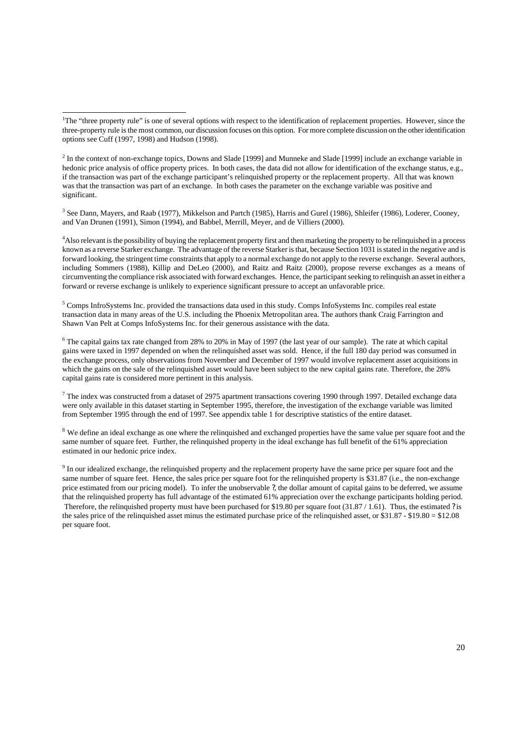[1]The "three property rule" is one of several options with respect to the identification of replacement properties. However, since the three-property rule is the most common, our discussion focuses on this option. For more complete discussion on the other identification options see Cuff (1997, 1998) and Hudson (1998).

[2] In the context of non-exchange topics, Downs and Slade [1999] and Munneke and Slade [1999] include an exchange variable in hedonic price analysis of office property prices. In both cases, the data did not allow for identification of the exchange status, e.g., if the transaction was part of the exchange participant's relinquished property or the replacement property. All that was known was that the transaction was part of an exchange. In both cases the parameter on the exchange variable was positive and significant.

[3] See Dann, Mayers, and Raab (1977), Mikkelson and Partch (1985), Harris and Gurel (1986), Shleifer (1986), Loderer, Cooney, and Van Drunen (1991), Simon (1994), and Babbel, Merrill, Meyer, and de Villiers (2000).

[4]Also relevant is the possibility of buying the replacement property first and then marketing the property to be relinquished in a process known as a reverse Starker exchange. The advantage of the reverse Starker is that, because Section 1031 is stated in the negative and is forward looking, the stringent time constraints that apply to a normal exchange do not apply to the reverse exchange. Several authors, including Sommers (1988), Killip and DeLeo (2000), and Raitz and Raitz (2000), propose reverse exchanges as a means of circumventing the compliance risk associated with forward exchanges. Hence, the participant seeking to relinquish an asset in either a forward or reverse exchange is unlikely to experience significant pressure to accept an unfavorable price.

[5] Comps InfroSystems Inc. provided the transactions data used in this study. Comps InfoSystems Inc. compiles real estate transaction data in many areas of the U.S. including the Phoenix Metropolitan area. The authors thank Craig Farrington and Shawn Van Pelt at Comps InfoSystems Inc. for their generous assistance with the data.

[6] The capital gains tax rate changed from 28% to 20% in May of 1997 (the last year of our sample). The rate at which capital gains were taxed in 1997 depended on when the relinquished asset was sold. Hence, if the full 180 day period was consumed in the exchange process, only observations from November and December of 1997 would involve replacement asset acquisitions in which the gains on the sale of the relinquished asset would have been subject to the new capital gains rate. Therefore, the 28% capital gains rate is considered more pertinent in this analysis.

[7] The index was constructed from a dataset of 2975 apartment transactions covering 1990 through 1997. Detailed exchange data were only available in this dataset starting in September 1995, therefore, the investigation of the exchange variable was limited from September 1995 through the end of 1997. See appendix table 1 for descriptive statistics of the entire dataset.

[8] We define an ideal exchange as one where the relinquished and exchanged properties have the same value per square foot and the same number of square feet. Further, the relinquished property in the ideal exchange has full benefit of the 61% appreciation estimated in our hedonic price index.

[9] In our idealized exchange, the relinquished property and the replacement property have the same price per square foot and the same number of square feet. Hence, the sales price per square foot for the relinquished property is $31.87 (i.e., the non-exchange price estimated from our pricing model). To infer the unobservable ?, the dollar amount of capital gains to be deferred, we assume that the relinquished property has full advantage of the estimated 61% appreciation over the exchange participants holding period. Therefore, the relinquished property must have been purchased for $19.80 per square foot (31.87 / 1.61). Thus, the estimated ? is the sales price of the relinquished asset minus the estimated purchase price of the relinquished asset, or $31.87 - $19.80 = $12.08 per square foot.